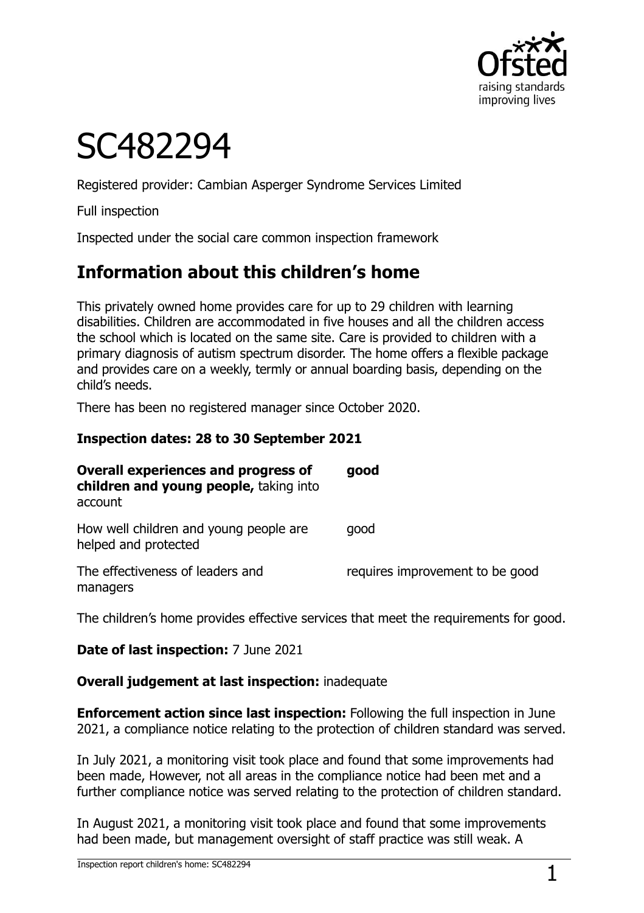# SC482294

Registered provider: Cambian Asperger Syndrome Services Limited

Full inspection

Inspected under the social care common inspection framework

## Information about this children's home

This privately owned home provides care for up to 29 children with learning disabilities. Children are accommodated in five houses and all the children access the school which is located on the same site. Care is provided to children with a primary diagnosis of autism spectrum disorder. The home offers a flexible package and provides care on a weekly, termly or annual boarding basis, depending on the child's needs.

There has been no registered manager since October 2020.

**Inspection dates: 28 to 30 September 2021**

| | |
|---|---|
| **Overall experiences and progress of children and young people,** taking into account | **good** |
| How well children and young people are helped and protected | good |
| The effectiveness of leaders and managers | requires improvement to be good |

The children's home provides effective services that meet the requirements for good.

**Date of last inspection:** 7 June 2021

**Overall judgement at last inspection:** inadequate

**Enforcement action since last inspection:** Following the full inspection in June 2021, a compliance notice relating to the protection of children standard was served.

In July 2021, a monitoring visit took place and found that some improvements had been made, However, not all areas in the compliance notice had been met and a further compliance notice was served relating to the protection of children standard.

In August 2021, a monitoring visit took place and found that some improvements had been made, but management oversight of staff practice was still weak. A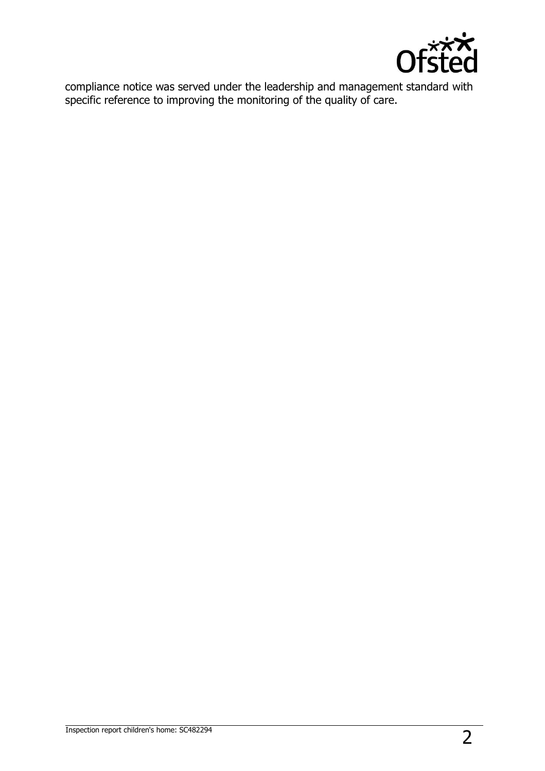compliance notice was served under the leadership and management standard with specific reference to improving the monitoring of the quality of care.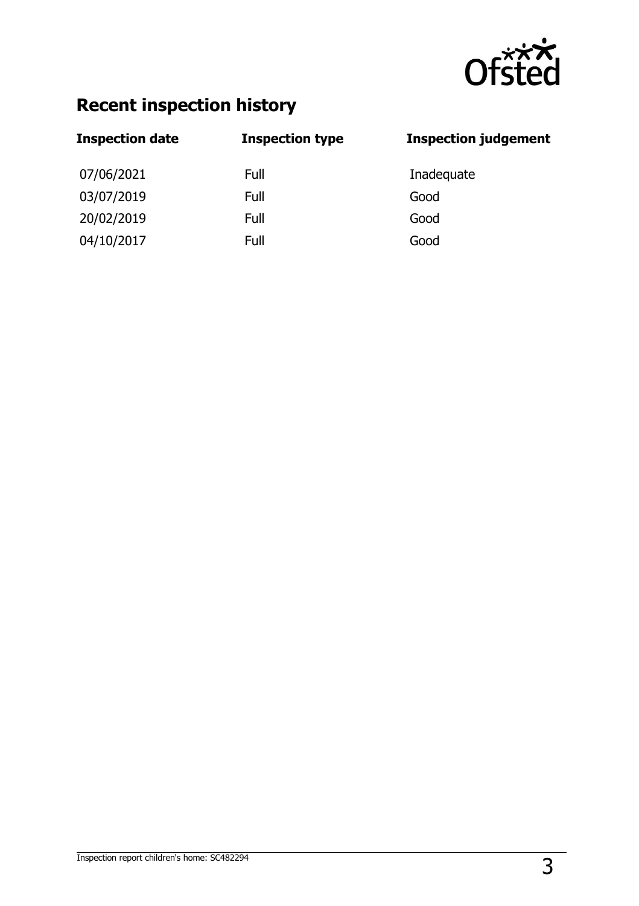## Recent inspection history

| Inspection date | Inspection type | Inspection judgement |
|---|---|---|
| 07/06/2021 | Full | Inadequate |
| 03/07/2019 | Full | Good |
| 20/02/2019 | Full | Good |
| 04/10/2017 | Full | Good |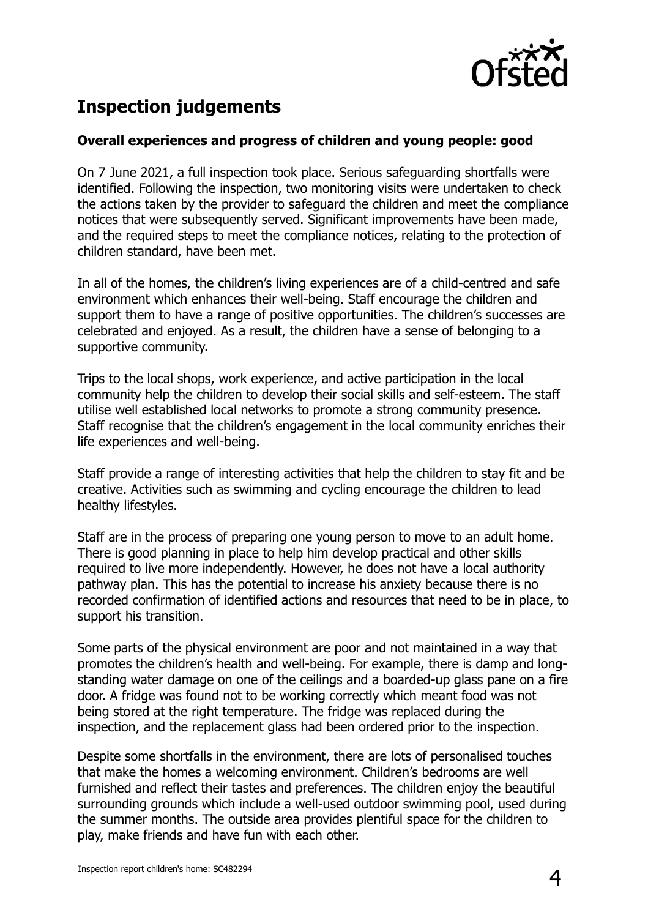## Inspection judgements

### Overall experiences and progress of children and young people: good

On 7 June 2021, a full inspection took place. Serious safeguarding shortfalls were identified. Following the inspection, two monitoring visits were undertaken to check the actions taken by the provider to safeguard the children and meet the compliance notices that were subsequently served. Significant improvements have been made, and the required steps to meet the compliance notices, relating to the protection of children standard, have been met.

In all of the homes, the children's living experiences are of a child-centred and safe environment which enhances their well-being. Staff encourage the children and support them to have a range of positive opportunities. The children's successes are celebrated and enjoyed. As a result, the children have a sense of belonging to a supportive community.

Trips to the local shops, work experience, and active participation in the local community help the children to develop their social skills and self-esteem. The staff utilise well established local networks to promote a strong community presence. Staff recognise that the children's engagement in the local community enriches their life experiences and well-being.

Staff provide a range of interesting activities that help the children to stay fit and be creative. Activities such as swimming and cycling encourage the children to lead healthy lifestyles.

Staff are in the process of preparing one young person to move to an adult home. There is good planning in place to help him develop practical and other skills required to live more independently. However, he does not have a local authority pathway plan. This has the potential to increase his anxiety because there is no recorded confirmation of identified actions and resources that need to be in place, to support his transition.

Some parts of the physical environment are poor and not maintained in a way that promotes the children's health and well-being. For example, there is damp and long-standing water damage on one of the ceilings and a boarded-up glass pane on a fire door. A fridge was found not to be working correctly which meant food was not being stored at the right temperature. The fridge was replaced during the inspection, and the replacement glass had been ordered prior to the inspection.

Despite some shortfalls in the environment, there are lots of personalised touches that make the homes a welcoming environment. Children's bedrooms are well furnished and reflect their tastes and preferences. The children enjoy the beautiful surrounding grounds which include a well-used outdoor swimming pool, used during the summer months. The outside area provides plentiful space for the children to play, make friends and have fun with each other.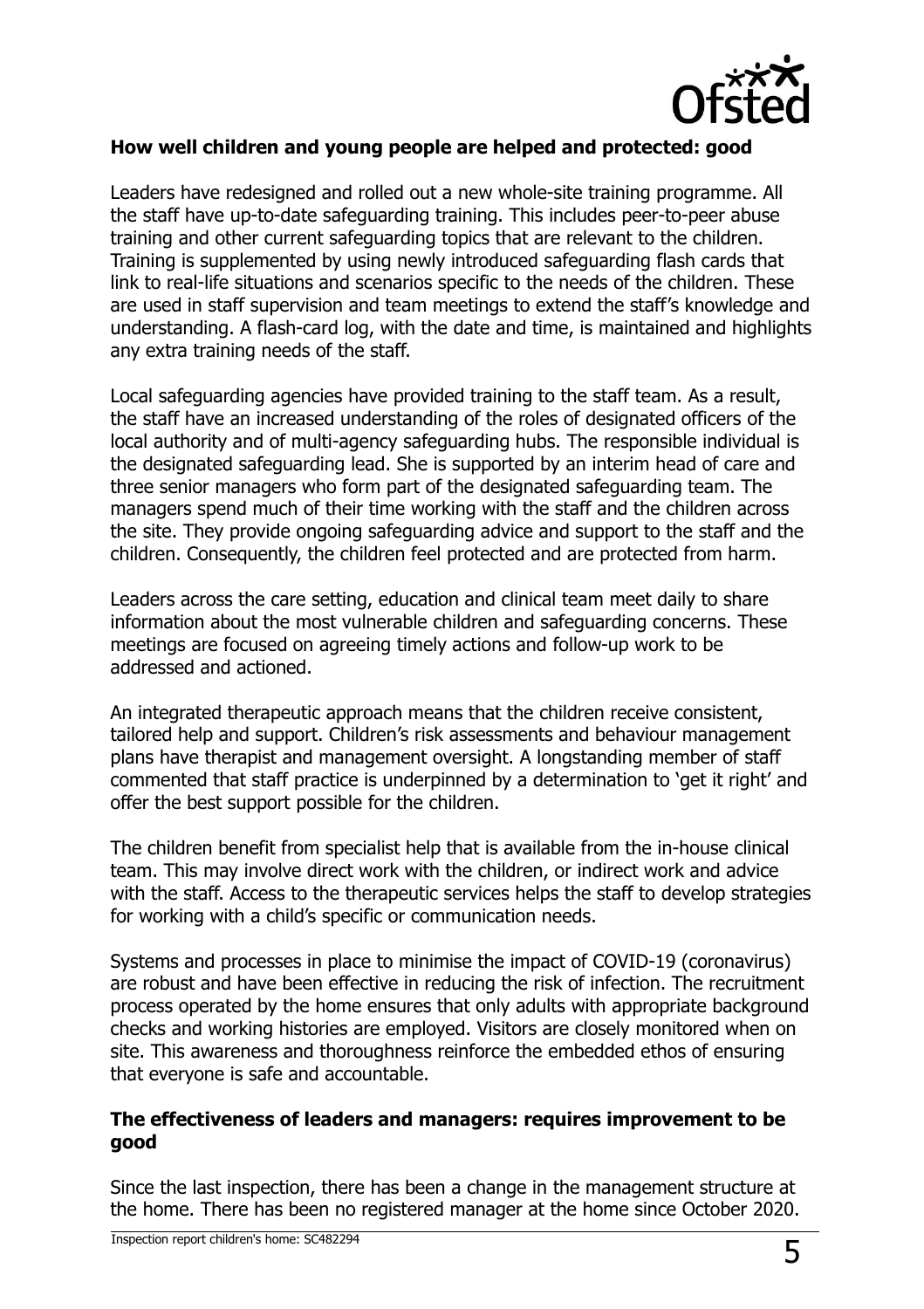**How well children and young people are helped and protected: good**

Leaders have redesigned and rolled out a new whole-site training programme. All the staff have up-to-date safeguarding training. This includes peer-to-peer abuse training and other current safeguarding topics that are relevant to the children. Training is supplemented by using newly introduced safeguarding flash cards that link to real-life situations and scenarios specific to the needs of the children. These are used in staff supervision and team meetings to extend the staff's knowledge and understanding. A flash-card log, with the date and time, is maintained and highlights any extra training needs of the staff.

Local safeguarding agencies have provided training to the staff team. As a result, the staff have an increased understanding of the roles of designated officers of the local authority and of multi-agency safeguarding hubs. The responsible individual is the designated safeguarding lead. She is supported by an interim head of care and three senior managers who form part of the designated safeguarding team. The managers spend much of their time working with the staff and the children across the site. They provide ongoing safeguarding advice and support to the staff and the children. Consequently, the children feel protected and are protected from harm.

Leaders across the care setting, education and clinical team meet daily to share information about the most vulnerable children and safeguarding concerns. These meetings are focused on agreeing timely actions and follow-up work to be addressed and actioned.

An integrated therapeutic approach means that the children receive consistent, tailored help and support. Children's risk assessments and behaviour management plans have therapist and management oversight. A longstanding member of staff commented that staff practice is underpinned by a determination to 'get it right' and offer the best support possible for the children.

The children benefit from specialist help that is available from the in-house clinical team. This may involve direct work with the children, or indirect work and advice with the staff. Access to the therapeutic services helps the staff to develop strategies for working with a child's specific or communication needs.

Systems and processes in place to minimise the impact of COVID-19 (coronavirus) are robust and have been effective in reducing the risk of infection. The recruitment process operated by the home ensures that only adults with appropriate background checks and working histories are employed. Visitors are closely monitored when on site. This awareness and thoroughness reinforce the embedded ethos of ensuring that everyone is safe and accountable.

**The effectiveness of leaders and managers: requires improvement to be good**

Since the last inspection, there has been a change in the management structure at the home. There has been no registered manager at the home since October 2020.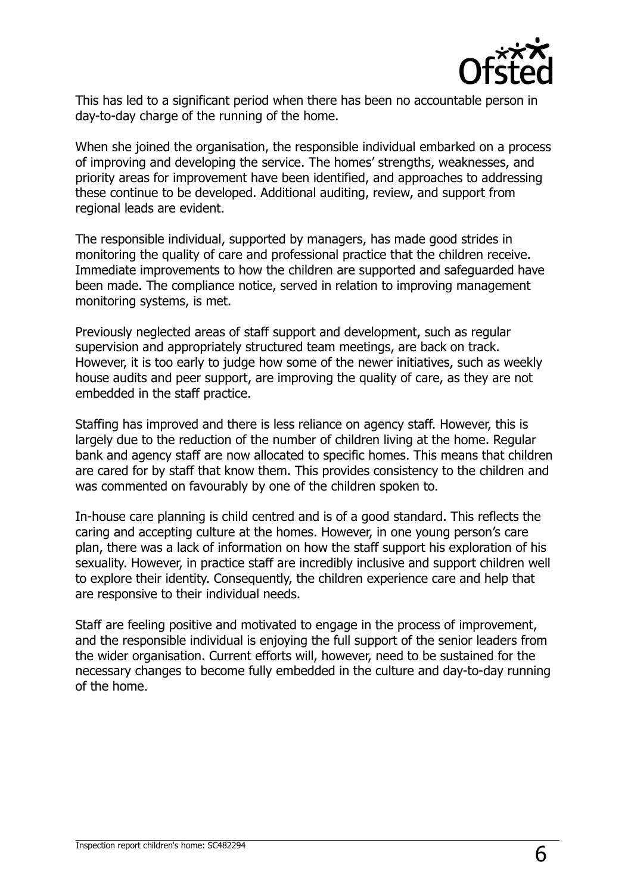This has led to a significant period when there has been no accountable person in day-to-day charge of the running of the home.

When she joined the organisation, the responsible individual embarked on a process of improving and developing the service. The homes' strengths, weaknesses, and priority areas for improvement have been identified, and approaches to addressing these continue to be developed. Additional auditing, review, and support from regional leads are evident.

The responsible individual, supported by managers, has made good strides in monitoring the quality of care and professional practice that the children receive. Immediate improvements to how the children are supported and safeguarded have been made. The compliance notice, served in relation to improving management monitoring systems, is met.

Previously neglected areas of staff support and development, such as regular supervision and appropriately structured team meetings, are back on track. However, it is too early to judge how some of the newer initiatives, such as weekly house audits and peer support, are improving the quality of care, as they are not embedded in the staff practice.

Staffing has improved and there is less reliance on agency staff. However, this is largely due to the reduction of the number of children living at the home. Regular bank and agency staff are now allocated to specific homes. This means that children are cared for by staff that know them. This provides consistency to the children and was commented on favourably by one of the children spoken to.

In-house care planning is child centred and is of a good standard. This reflects the caring and accepting culture at the homes. However, in one young person's care plan, there was a lack of information on how the staff support his exploration of his sexuality. However, in practice staff are incredibly inclusive and support children well to explore their identity. Consequently, the children experience care and help that are responsive to their individual needs.

Staff are feeling positive and motivated to engage in the process of improvement, and the responsible individual is enjoying the full support of the senior leaders from the wider organisation. Current efforts will, however, need to be sustained for the necessary changes to become fully embedded in the culture and day-to-day running of the home.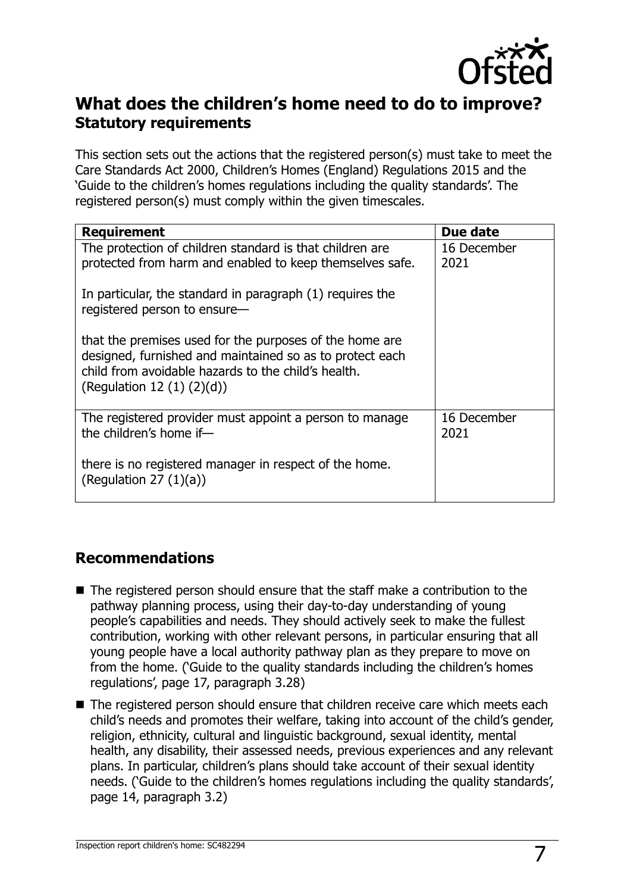## What does the children's home need to do to improve?

### Statutory requirements

This section sets out the actions that the registered person(s) must take to meet the Care Standards Act 2000, Children's Homes (England) Regulations 2015 and the 'Guide to the children's homes regulations including the quality standards'. The registered person(s) must comply within the given timescales.

| Requirement | Due date |
| --- | --- |
| The protection of children standard is that children are protected from harm and enabled to keep themselves safe.<br><br>In particular, the standard in paragraph (1) requires the registered person to ensure—<br><br>that the premises used for the purposes of the home are designed, furnished and maintained so as to protect each child from avoidable hazards to the child's health. (Regulation 12 (1) (2)(d)) | 16 December 2021 |
| The registered provider must appoint a person to manage the children's home if—<br><br>there is no registered manager in respect of the home. (Regulation 27 (1)(a)) | 16 December 2021 |

## Recommendations

- The registered person should ensure that the staff make a contribution to the pathway planning process, using their day-to-day understanding of young people's capabilities and needs. They should actively seek to make the fullest contribution, working with other relevant persons, in particular ensuring that all young people have a local authority pathway plan as they prepare to move on from the home. ('Guide to the quality standards including the children's homes regulations', page 17, paragraph 3.28)
- The registered person should ensure that children receive care which meets each child's needs and promotes their welfare, taking into account of the child's gender, religion, ethnicity, cultural and linguistic background, sexual identity, mental health, any disability, their assessed needs, previous experiences and any relevant plans. In particular, children's plans should take account of their sexual identity needs. ('Guide to the children's homes regulations including the quality standards', page 14, paragraph 3.2)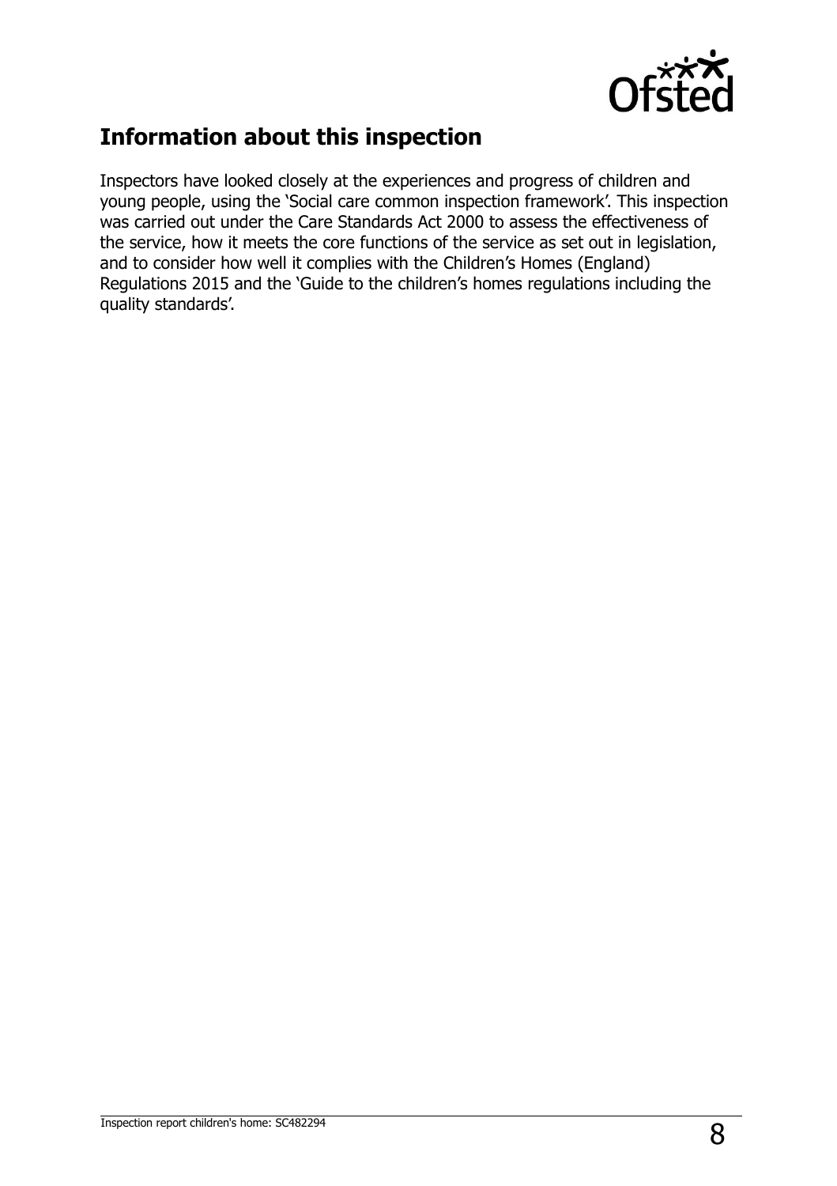## Information about this inspection

Inspectors have looked closely at the experiences and progress of children and young people, using the 'Social care common inspection framework'. This inspection was carried out under the Care Standards Act 2000 to assess the effectiveness of the service, how it meets the core functions of the service as set out in legislation, and to consider how well it complies with the Children's Homes (England) Regulations 2015 and the 'Guide to the children's homes regulations including the quality standards'.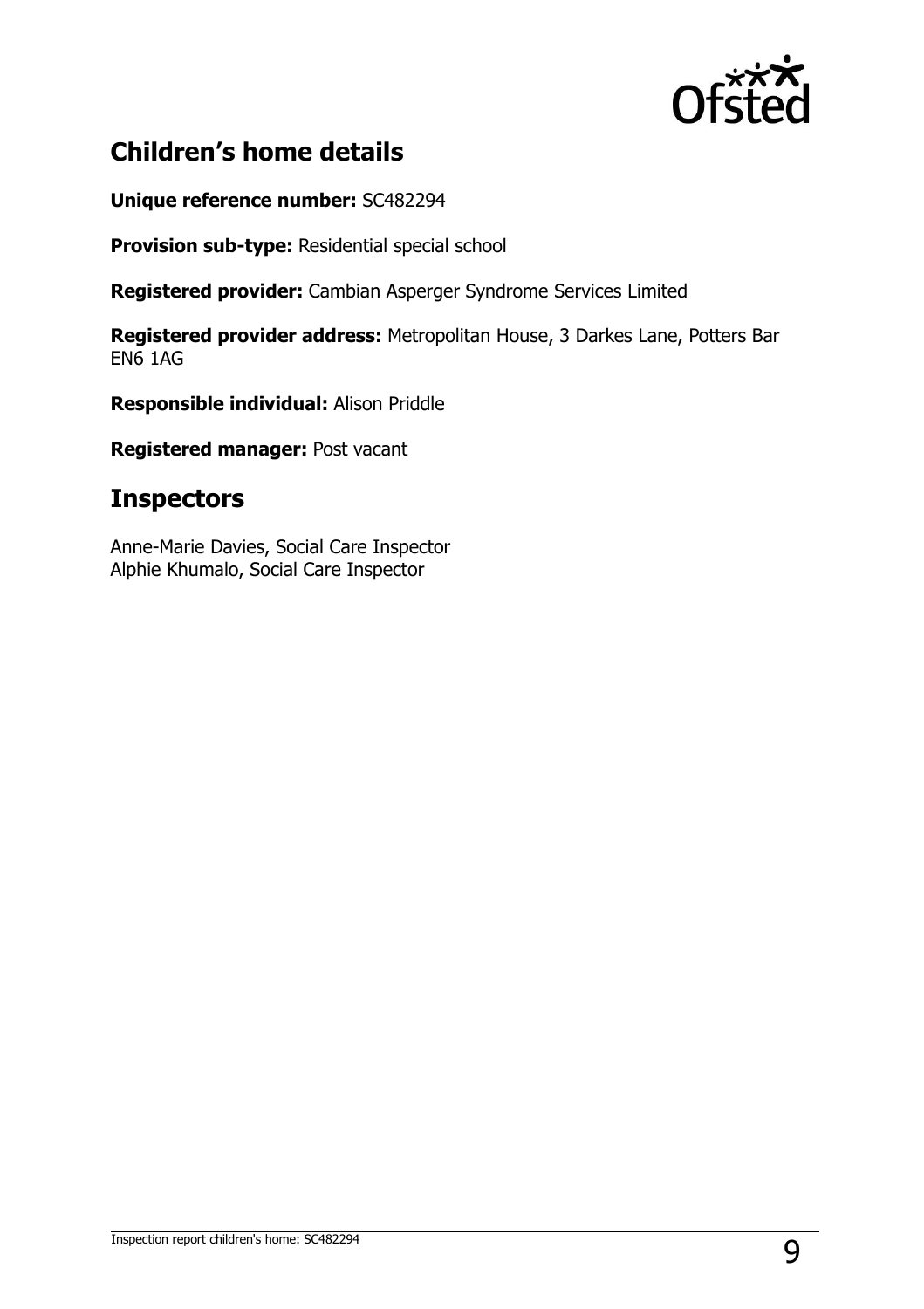## Children's home details

**Unique reference number:** SC482294

**Provision sub-type:** Residential special school

**Registered provider:** Cambian Asperger Syndrome Services Limited

**Registered provider address:** Metropolitan House, 3 Darkes Lane, Potters Bar EN6 1AG

**Responsible individual:** Alison Priddle

**Registered manager:** Post vacant

## Inspectors

Anne-Marie Davies, Social Care Inspector
Alphie Khumalo, Social Care Inspector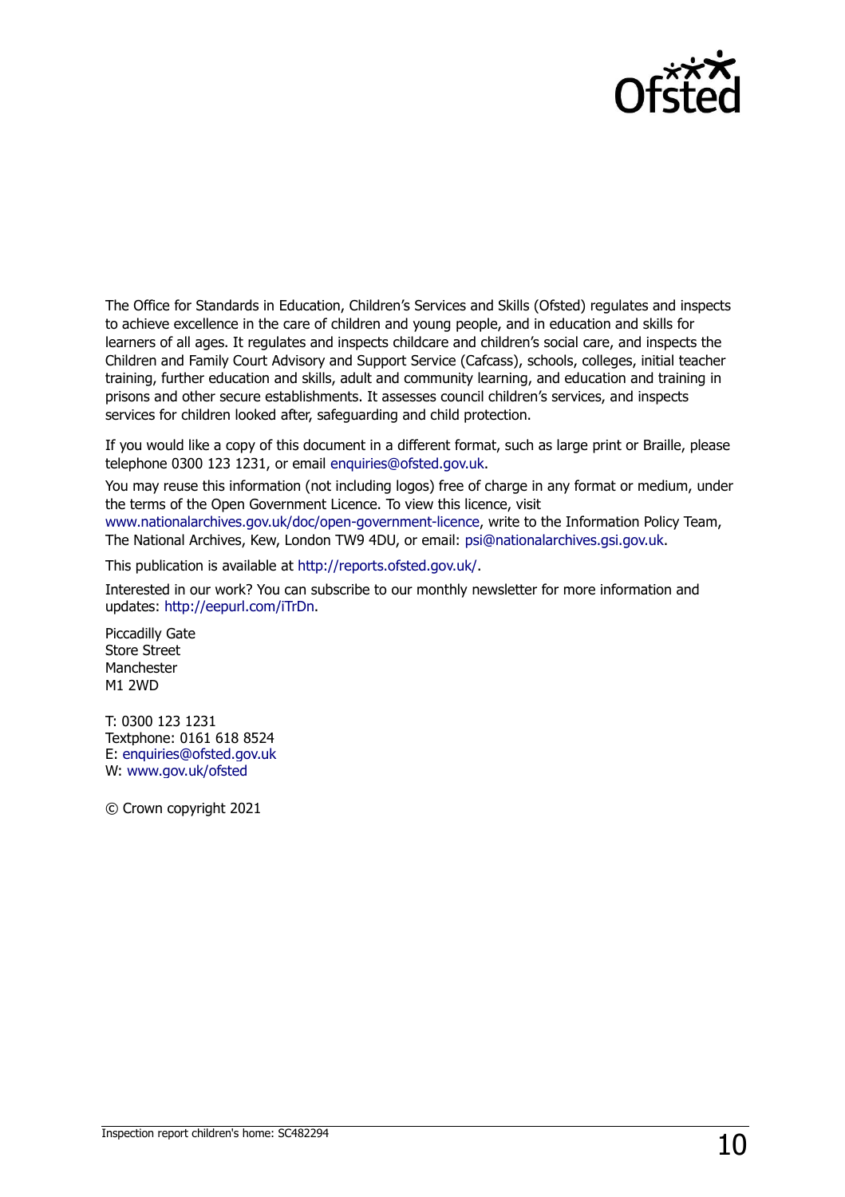The Office for Standards in Education, Children's Services and Skills (Ofsted) regulates and inspects to achieve excellence in the care of children and young people, and in education and skills for learners of all ages. It regulates and inspects childcare and children's social care, and inspects the Children and Family Court Advisory and Support Service (Cafcass), schools, colleges, initial teacher training, further education and skills, adult and community learning, and education and training in prisons and other secure establishments. It assesses council children's services, and inspects services for children looked after, safeguarding and child protection.

If you would like a copy of this document in a different format, such as large print or Braille, please telephone 0300 123 1231, or email enquiries@ofsted.gov.uk.

You may reuse this information (not including logos) free of charge in any format or medium, under the terms of the Open Government Licence. To view this licence, visit www.nationalarchives.gov.uk/doc/open-government-licence, write to the Information Policy Team, The National Archives, Kew, London TW9 4DU, or email: psi@nationalarchives.gsi.gov.uk.

This publication is available at http://reports.ofsted.gov.uk/.

Interested in our work? You can subscribe to our monthly newsletter for more information and updates: http://eepurl.com/iTrDn.

Piccadilly Gate
Store Street
Manchester
M1 2WD

T: 0300 123 1231
Textphone: 0161 618 8524
E: enquiries@ofsted.gov.uk
W: www.gov.uk/ofsted

© Crown copyright 2021